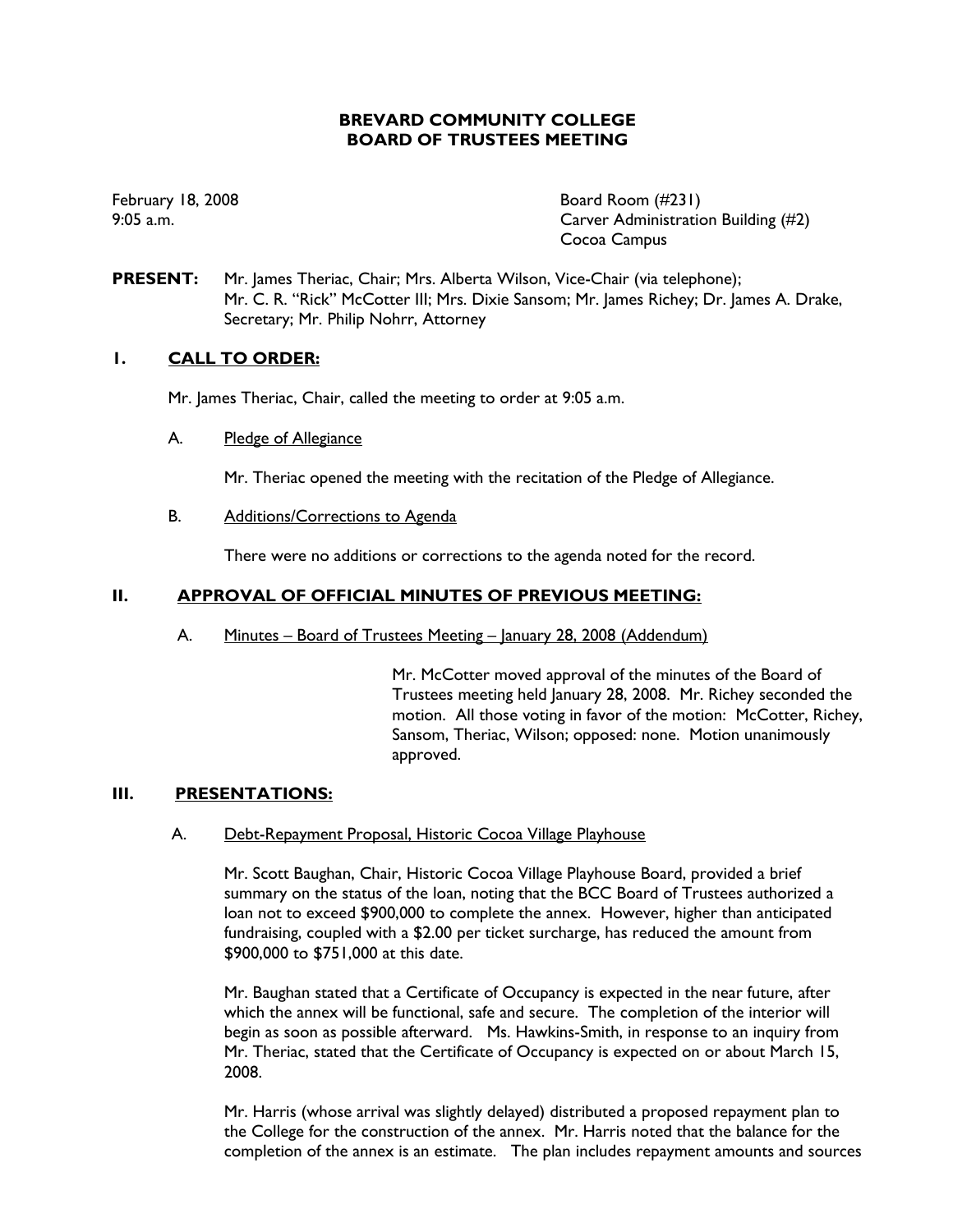# BREVARD COMMUNITY COLLEGE
# BOARD OF TRUSTEES MEETING

February 18, 2008
9:05 a.m.

Board Room (#231)
Carver Administration Building (#2)
Cocoa Campus

**PRESENT:** Mr. James Theriac, Chair; Mrs. Alberta Wilson, Vice-Chair (via telephone); Mr. C. R. "Rick" McCotter III; Mrs. Dixie Sansom; Mr. James Richey; Dr. James A. Drake, Secretary; Mr. Philip Nohrr, Attorney

## I. CALL TO ORDER:

Mr. James Theriac, Chair, called the meeting to order at 9:05 a.m.

A. Pledge of Allegiance

Mr. Theriac opened the meeting with the recitation of the Pledge of Allegiance.

B. Additions/Corrections to Agenda

There were no additions or corrections to the agenda noted for the record.

## II. APPROVAL OF OFFICIAL MINUTES OF PREVIOUS MEETING:

A. Minutes – Board of Trustees Meeting – January 28, 2008 (Addendum)

Mr. McCotter moved approval of the minutes of the Board of Trustees meeting held January 28, 2008. Mr. Richey seconded the motion. All those voting in favor of the motion: McCotter, Richey, Sansom, Theriac, Wilson; opposed: none. Motion unanimously approved.

## III. PRESENTATIONS:

A. Debt-Repayment Proposal, Historic Cocoa Village Playhouse

Mr. Scott Baughan, Chair, Historic Cocoa Village Playhouse Board, provided a brief summary on the status of the loan, noting that the BCC Board of Trustees authorized a loan not to exceed $900,000 to complete the annex. However, higher than anticipated fundraising, coupled with a $2.00 per ticket surcharge, has reduced the amount from $900,000 to $751,000 at this date.

Mr. Baughan stated that a Certificate of Occupancy is expected in the near future, after which the annex will be functional, safe and secure. The completion of the interior will begin as soon as possible afterward. Ms. Hawkins-Smith, in response to an inquiry from Mr. Theriac, stated that the Certificate of Occupancy is expected on or about March 15, 2008.

Mr. Harris (whose arrival was slightly delayed) distributed a proposed repayment plan to the College for the construction of the annex. Mr. Harris noted that the balance for the completion of the annex is an estimate. The plan includes repayment amounts and sources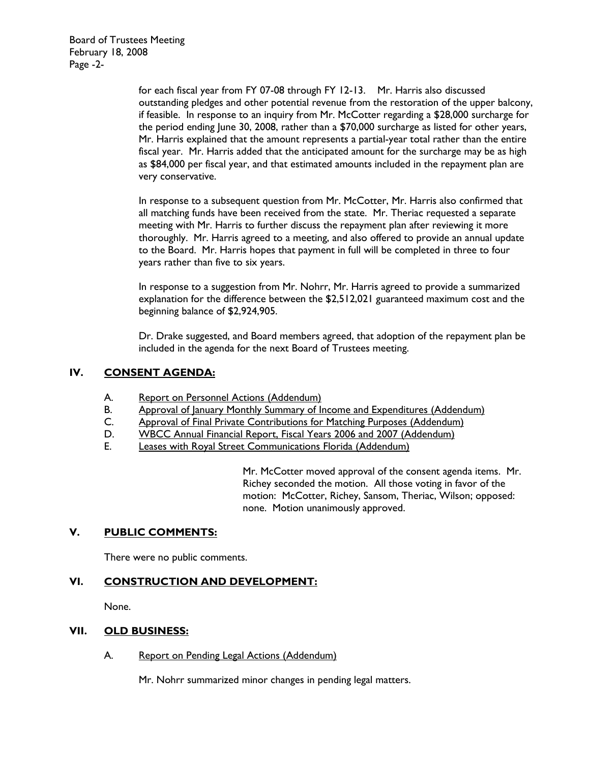for each fiscal year from FY 07-08 through FY 12-13. Mr. Harris also discussed outstanding pledges and other potential revenue from the restoration of the upper balcony, if feasible. In response to an inquiry from Mr. McCotter regarding a $28,000 surcharge for the period ending June 30, 2008, rather than a $70,000 surcharge as listed for other years, Mr. Harris explained that the amount represents a partial-year total rather than the entire fiscal year. Mr. Harris added that the anticipated amount for the surcharge may be as high as $84,000 per fiscal year, and that estimated amounts included in the repayment plan are very conservative.

In response to a subsequent question from Mr. McCotter, Mr. Harris also confirmed that all matching funds have been received from the state. Mr. Theriac requested a separate meeting with Mr. Harris to further discuss the repayment plan after reviewing it more thoroughly. Mr. Harris agreed to a meeting, and also offered to provide an annual update to the Board. Mr. Harris hopes that payment in full will be completed in three to four years rather than five to six years.

In response to a suggestion from Mr. Nohrr, Mr. Harris agreed to provide a summarized explanation for the difference between the $2,512,021 guaranteed maximum cost and the beginning balance of $2,924,905.

Dr. Drake suggested, and Board members agreed, that adoption of the repayment plan be included in the agenda for the next Board of Trustees meeting.

## IV. CONSENT AGENDA:

A. Report on Personnel Actions (Addendum)
B. Approval of January Monthly Summary of Income and Expenditures (Addendum)
C. Approval of Final Private Contributions for Matching Purposes (Addendum)
D. WBCC Annual Financial Report, Fiscal Years 2006 and 2007 (Addendum)
E. Leases with Royal Street Communications Florida (Addendum)

Mr. McCotter moved approval of the consent agenda items. Mr. Richey seconded the motion. All those voting in favor of the motion: McCotter, Richey, Sansom, Theriac, Wilson; opposed: none. Motion unanimously approved.

## V. PUBLIC COMMENTS:

There were no public comments.

## VI. CONSTRUCTION AND DEVELOPMENT:

None.

## VII. OLD BUSINESS:

A. Report on Pending Legal Actions (Addendum)

Mr. Nohrr summarized minor changes in pending legal matters.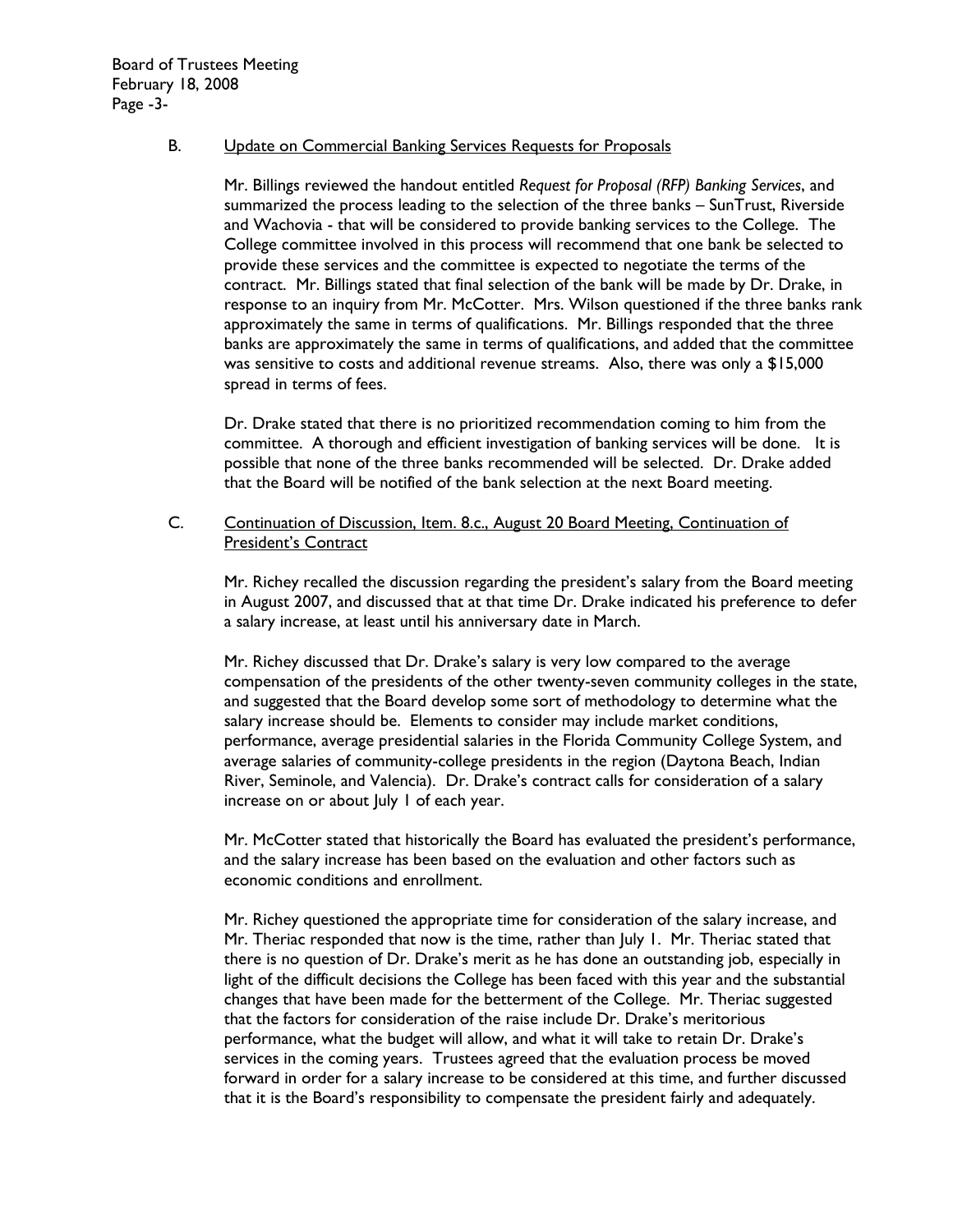B. Update on Commercial Banking Services Requests for Proposals

Mr. Billings reviewed the handout entitled *Request for Proposal (RFP) Banking Services*, and summarized the process leading to the selection of the three banks – SunTrust, Riverside and Wachovia - that will be considered to provide banking services to the College. The College committee involved in this process will recommend that one bank be selected to provide these services and the committee is expected to negotiate the terms of the contract. Mr. Billings stated that final selection of the bank will be made by Dr. Drake, in response to an inquiry from Mr. McCotter. Mrs. Wilson questioned if the three banks rank approximately the same in terms of qualifications. Mr. Billings responded that the three banks are approximately the same in terms of qualifications, and added that the committee was sensitive to costs and additional revenue streams. Also, there was only a $15,000 spread in terms of fees.

Dr. Drake stated that there is no prioritized recommendation coming to him from the committee. A thorough and efficient investigation of banking services will be done. It is possible that none of the three banks recommended will be selected. Dr. Drake added that the Board will be notified of the bank selection at the next Board meeting.

C. Continuation of Discussion, Item. 8.c., August 20 Board Meeting, Continuation of President's Contract

Mr. Richey recalled the discussion regarding the president's salary from the Board meeting in August 2007, and discussed that at that time Dr. Drake indicated his preference to defer a salary increase, at least until his anniversary date in March.

Mr. Richey discussed that Dr. Drake's salary is very low compared to the average compensation of the presidents of the other twenty-seven community colleges in the state, and suggested that the Board develop some sort of methodology to determine what the salary increase should be. Elements to consider may include market conditions, performance, average presidential salaries in the Florida Community College System, and average salaries of community-college presidents in the region (Daytona Beach, Indian River, Seminole, and Valencia). Dr. Drake's contract calls for consideration of a salary increase on or about July 1 of each year.

Mr. McCotter stated that historically the Board has evaluated the president's performance, and the salary increase has been based on the evaluation and other factors such as economic conditions and enrollment.

Mr. Richey questioned the appropriate time for consideration of the salary increase, and Mr. Theriac responded that now is the time, rather than July 1. Mr. Theriac stated that there is no question of Dr. Drake's merit as he has done an outstanding job, especially in light of the difficult decisions the College has been faced with this year and the substantial changes that have been made for the betterment of the College. Mr. Theriac suggested that the factors for consideration of the raise include Dr. Drake's meritorious performance, what the budget will allow, and what it will take to retain Dr. Drake's services in the coming years. Trustees agreed that the evaluation process be moved forward in order for a salary increase to be considered at this time, and further discussed that it is the Board's responsibility to compensate the president fairly and adequately.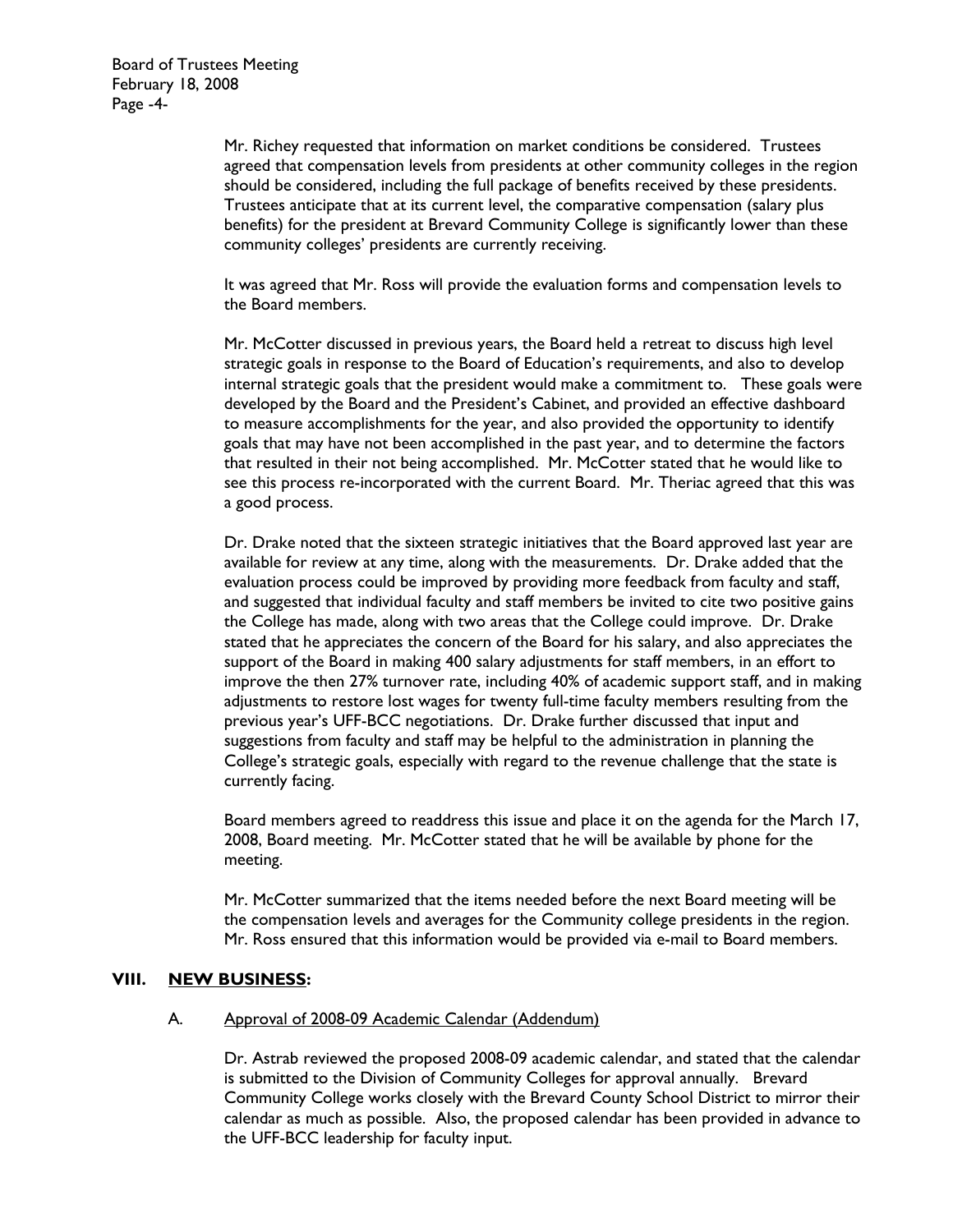Mr. Richey requested that information on market conditions be considered. Trustees agreed that compensation levels from presidents at other community colleges in the region should be considered, including the full package of benefits received by these presidents. Trustees anticipate that at its current level, the comparative compensation (salary plus benefits) for the president at Brevard Community College is significantly lower than these community colleges' presidents are currently receiving.

It was agreed that Mr. Ross will provide the evaluation forms and compensation levels to the Board members.

Mr. McCotter discussed in previous years, the Board held a retreat to discuss high level strategic goals in response to the Board of Education's requirements, and also to develop internal strategic goals that the president would make a commitment to. These goals were developed by the Board and the President's Cabinet, and provided an effective dashboard to measure accomplishments for the year, and also provided the opportunity to identify goals that may have not been accomplished in the past year, and to determine the factors that resulted in their not being accomplished. Mr. McCotter stated that he would like to see this process re-incorporated with the current Board. Mr. Theriac agreed that this was a good process.

Dr. Drake noted that the sixteen strategic initiatives that the Board approved last year are available for review at any time, along with the measurements. Dr. Drake added that the evaluation process could be improved by providing more feedback from faculty and staff, and suggested that individual faculty and staff members be invited to cite two positive gains the College has made, along with two areas that the College could improve. Dr. Drake stated that he appreciates the concern of the Board for his salary, and also appreciates the support of the Board in making 400 salary adjustments for staff members, in an effort to improve the then 27% turnover rate, including 40% of academic support staff, and in making adjustments to restore lost wages for twenty full-time faculty members resulting from the previous year's UFF-BCC negotiations. Dr. Drake further discussed that input and suggestions from faculty and staff may be helpful to the administration in planning the College's strategic goals, especially with regard to the revenue challenge that the state is currently facing.

Board members agreed to readdress this issue and place it on the agenda for the March 17, 2008, Board meeting. Mr. McCotter stated that he will be available by phone for the meeting.

Mr. McCotter summarized that the items needed before the next Board meeting will be the compensation levels and averages for the Community college presidents in the region. Mr. Ross ensured that this information would be provided via e-mail to Board members.

## VIII. NEW BUSINESS:

### A. Approval of 2008-09 Academic Calendar (Addendum)

Dr. Astrab reviewed the proposed 2008-09 academic calendar, and stated that the calendar is submitted to the Division of Community Colleges for approval annually. Brevard Community College works closely with the Brevard County School District to mirror their calendar as much as possible. Also, the proposed calendar has been provided in advance to the UFF-BCC leadership for faculty input.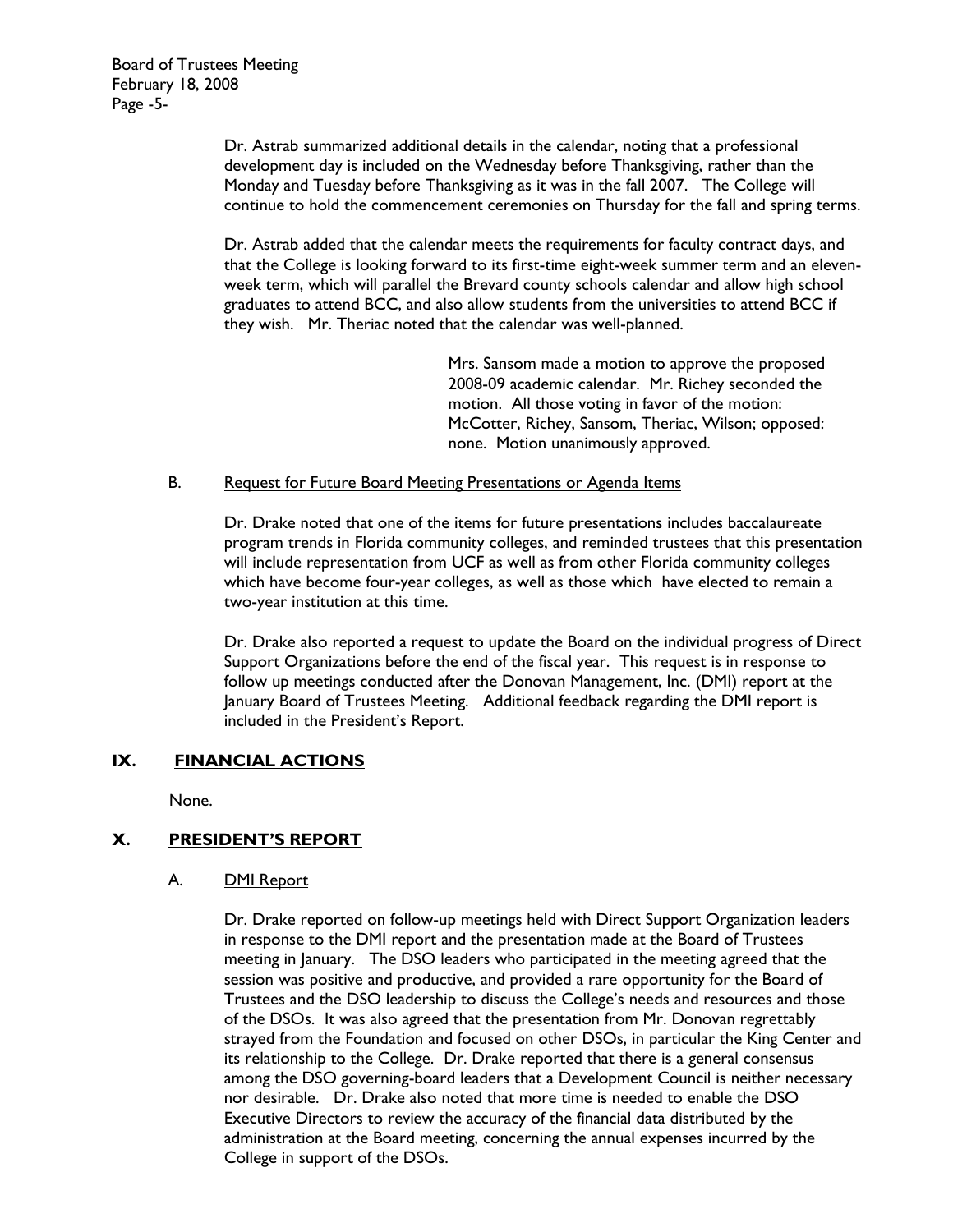Dr. Astrab summarized additional details in the calendar, noting that a professional development day is included on the Wednesday before Thanksgiving, rather than the Monday and Tuesday before Thanksgiving as it was in the fall 2007. The College will continue to hold the commencement ceremonies on Thursday for the fall and spring terms.

Dr. Astrab added that the calendar meets the requirements for faculty contract days, and that the College is looking forward to its first-time eight-week summer term and an eleven-week term, which will parallel the Brevard county schools calendar and allow high school graduates to attend BCC, and also allow students from the universities to attend BCC if they wish. Mr. Theriac noted that the calendar was well-planned.

> Mrs. Sansom made a motion to approve the proposed 2008-09 academic calendar. Mr. Richey seconded the motion. All those voting in favor of the motion: McCotter, Richey, Sansom, Theriac, Wilson; opposed: none. Motion unanimously approved.

B. Request for Future Board Meeting Presentations or Agenda Items

Dr. Drake noted that one of the items for future presentations includes baccalaureate program trends in Florida community colleges, and reminded trustees that this presentation will include representation from UCF as well as from other Florida community colleges which have become four-year colleges, as well as those which have elected to remain a two-year institution at this time.

Dr. Drake also reported a request to update the Board on the individual progress of Direct Support Organizations before the end of the fiscal year. This request is in response to follow up meetings conducted after the Donovan Management, Inc. (DMI) report at the January Board of Trustees Meeting. Additional feedback regarding the DMI report is included in the President's Report.

## IX. FINANCIAL ACTIONS

None.

## X. PRESIDENT'S REPORT

A. DMI Report

Dr. Drake reported on follow-up meetings held with Direct Support Organization leaders in response to the DMI report and the presentation made at the Board of Trustees meeting in January. The DSO leaders who participated in the meeting agreed that the session was positive and productive, and provided a rare opportunity for the Board of Trustees and the DSO leadership to discuss the College's needs and resources and those of the DSOs. It was also agreed that the presentation from Mr. Donovan regrettably strayed from the Foundation and focused on other DSOs, in particular the King Center and its relationship to the College. Dr. Drake reported that there is a general consensus among the DSO governing-board leaders that a Development Council is neither necessary nor desirable. Dr. Drake also noted that more time is needed to enable the DSO Executive Directors to review the accuracy of the financial data distributed by the administration at the Board meeting, concerning the annual expenses incurred by the College in support of the DSOs.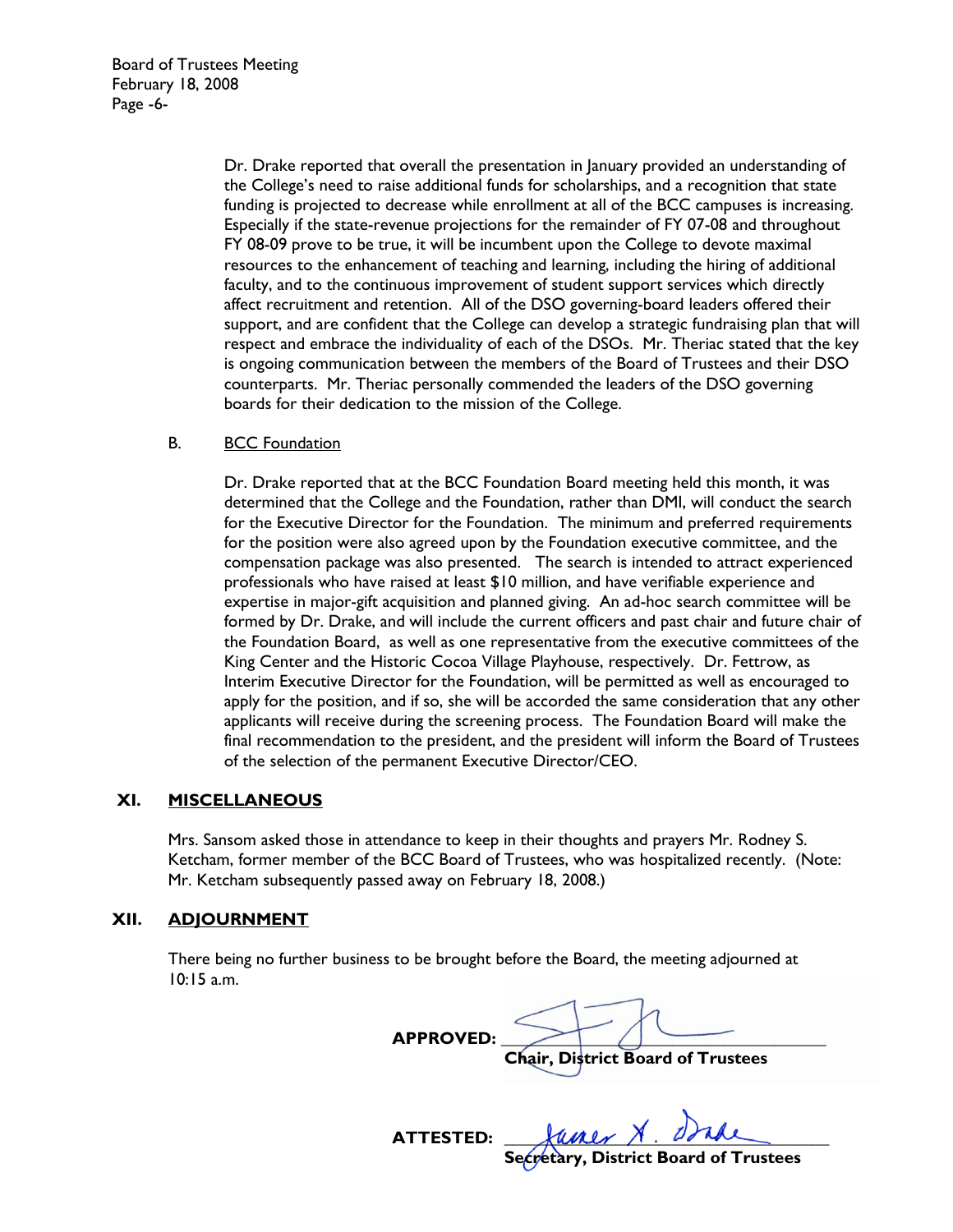Dr. Drake reported that overall the presentation in January provided an understanding of the College's need to raise additional funds for scholarships, and a recognition that state funding is projected to decrease while enrollment at all of the BCC campuses is increasing. Especially if the state-revenue projections for the remainder of FY 07-08 and throughout FY 08-09 prove to be true, it will be incumbent upon the College to devote maximal resources to the enhancement of teaching and learning, including the hiring of additional faculty, and to the continuous improvement of student support services which directly affect recruitment and retention. All of the DSO governing-board leaders offered their support, and are confident that the College can develop a strategic fundraising plan that will respect and embrace the individuality of each of the DSOs. Mr. Theriac stated that the key is ongoing communication between the members of the Board of Trustees and their DSO counterparts. Mr. Theriac personally commended the leaders of the DSO governing boards for their dedication to the mission of the College.

B. BCC Foundation

Dr. Drake reported that at the BCC Foundation Board meeting held this month, it was determined that the College and the Foundation, rather than DMI, will conduct the search for the Executive Director for the Foundation. The minimum and preferred requirements for the position were also agreed upon by the Foundation executive committee, and the compensation package was also presented. The search is intended to attract experienced professionals who have raised at least $10 million, and have verifiable experience and expertise in major-gift acquisition and planned giving. An ad-hoc search committee will be formed by Dr. Drake, and will include the current officers and past chair and future chair of the Foundation Board, as well as one representative from the executive committees of the King Center and the Historic Cocoa Village Playhouse, respectively. Dr. Fettrow, as Interim Executive Director for the Foundation, will be permitted as well as encouraged to apply for the position, and if so, she will be accorded the same consideration that any other applicants will receive during the screening process. The Foundation Board will make the final recommendation to the president, and the president will inform the Board of Trustees of the selection of the permanent Executive Director/CEO.

## XI. MISCELLANEOUS

Mrs. Sansom asked those in attendance to keep in their thoughts and prayers Mr. Rodney S. Ketcham, former member of the BCC Board of Trustees, who was hospitalized recently. (Note: Mr. Ketcham subsequently passed away on February 18, 2008.)

## XII. ADJOURNMENT

There being no further business to be brought before the Board, the meeting adjourned at 10:15 a.m.

**APPROVED:** ______________________________
**Chair, District Board of Trustees**

**ATTESTED:** James H. Drake
**Secretary, District Board of Trustees**